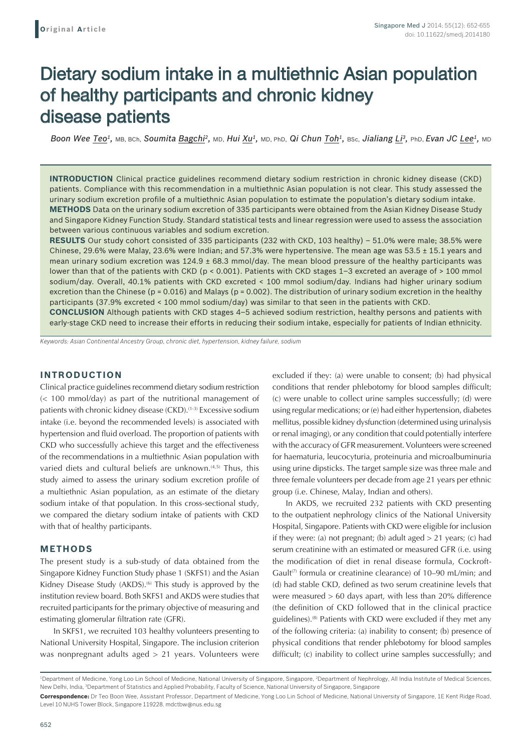# Dietary sodium intake in a multiethnic Asian population of healthy participants and chronic kidney disease patients

*Boon Wee Teo[1], MB, BCh, Soumita Bagchi[2], MD, Hui Xu[1], MD, PhD, Qi Chun Toh[1], BSc, Jialiang Li[3], PhD, Evan JC Lee[1], MD*

**INTRODUCTION** Clinical practice guidelines recommend dietary sodium restriction in chronic kidney disease (CKD) patients. Compliance with this recommendation in a multiethnic Asian population is not clear. This study assessed the urinary sodium excretion profile of a multiethnic Asian population to estimate the population's dietary sodium intake.

**METHODS** Data on the urinary sodium excretion of 335 participants were obtained from the Asian Kidney Disease Study and Singapore Kidney Function Study. Standard statistical tests and linear regression were used to assess the association between various continuous variables and sodium excretion.

**RESULTS** Our study cohort consisted of 335 participants (232 with CKD, 103 healthy) – 51.0% were male; 38.5% were Chinese, 29.6% were Malay, 23.6% were Indian; and 57.3% were hypertensive. The mean age was 53.5 ± 15.1 years and mean urinary sodium excretion was 124.9 ± 68.3 mmol/day. The mean blood pressure of the healthy participants was lower than that of the patients with CKD ($p < 0.001$). Patients with CKD stages 1–3 excreted an average of > 100 mmol sodium/day. Overall, 40.1% patients with CKD excreted < 100 mmol sodium/day. Indians had higher urinary sodium excretion than the Chinese ($p = 0.016$) and Malays ($p = 0.002$). The distribution of urinary sodium excretion in the healthy participants (37.9% excreted < 100 mmol sodium/day) was similar to that seen in the patients with CKD.

**CONCLUSION** Although patients with CKD stages 4–5 achieved sodium restriction, healthy persons and patients with early-stage CKD need to increase their efforts in reducing their sodium intake, especially for patients of Indian ethnicity.

*Keywords: Asian Continental Ancestry Group, chronic diet, hypertension, kidney failure, sodium*

## INTRODUCTION

Clinical practice guidelines recommend dietary sodium restriction (< 100 mmol/day) as part of the nutritional management of patients with chronic kidney disease (CKD).[1-3] Excessive sodium intake (i.e. beyond the recommended levels) is associated with hypertension and fluid overload. The proportion of patients with CKD who successfully achieve this target and the effectiveness of the recommendations in a multiethnic Asian population with varied diets and cultural beliefs are unknown.[4,5] Thus, this study aimed to assess the urinary sodium excretion profile of a multiethnic Asian population, as an estimate of the dietary sodium intake of that population. In this cross-sectional study, we compared the dietary sodium intake of patients with CKD with that of healthy participants.

## METHODS

The present study is a sub-study of data obtained from the Singapore Kidney Function Study phase 1 (SKFS1) and the Asian Kidney Disease Study (AKDS).[6] This study is approved by the institution review board. Both SKFS1 and AKDS were studies that recruited participants for the primary objective of measuring and estimating glomerular filtration rate (GFR).

In SKFS1, we recruited 103 healthy volunteers presenting to National University Hospital, Singapore. The inclusion criterion was nonpregnant adults aged > 21 years. Volunteers were excluded if they: (a) were unable to consent; (b) had physical conditions that render phlebotomy for blood samples difficult; (c) were unable to collect urine samples successfully; (d) were using regular medications; or (e) had either hypertension, diabetes mellitus, possible kidney dysfunction (determined using urinalysis or renal imaging), or any condition that could potentially interfere with the accuracy of GFR measurement. Volunteers were screened for haematuria, leucocyturia, proteinuria and microalbuminuria using urine dipsticks. The target sample size was three male and three female volunteers per decade from age 21 years per ethnic group (i.e. Chinese, Malay, Indian and others).

In AKDS, we recruited 232 patients with CKD presenting to the outpatient nephrology clinics of the National University Hospital, Singapore. Patients with CKD were eligible for inclusion if they were: (a) not pregnant; (b) adult aged > 21 years; (c) had serum creatinine with an estimated or measured GFR (i.e. using the modification of diet in renal disease formula, Cockroft-Gault[7] formula or creatinine clearance) of 10–90 mL/min; and (d) had stable CKD, defined as two serum creatinine levels that were measured > 60 days apart, with less than 20% difference (the definition of CKD followed that in the clinical practice guidelines).[8] Patients with CKD were excluded if they met any of the following criteria: (a) inability to consent; (b) presence of physical conditions that render phlebotomy for blood samples difficult; (c) inability to collect urine samples successfully; and

[1]Department of Medicine, Yong Loo Lin School of Medicine, National University of Singapore, Singapore, [2]Department of Nephrology, All India Institute of Medical Sciences, New Delhi, India, [3]Department of Statistics and Applied Probability, Faculty of Science, National University of Singapore, Singapore

**Correspondence:** Dr Teo Boon Wee, Assistant Professor, Department of Medicine, Yong Loo Lin School of Medicine, National University of Singapore, 1E Kent Ridge Road, Level 10 NUHS Tower Block, Singapore 119228. mdctbw@nus.edu.sg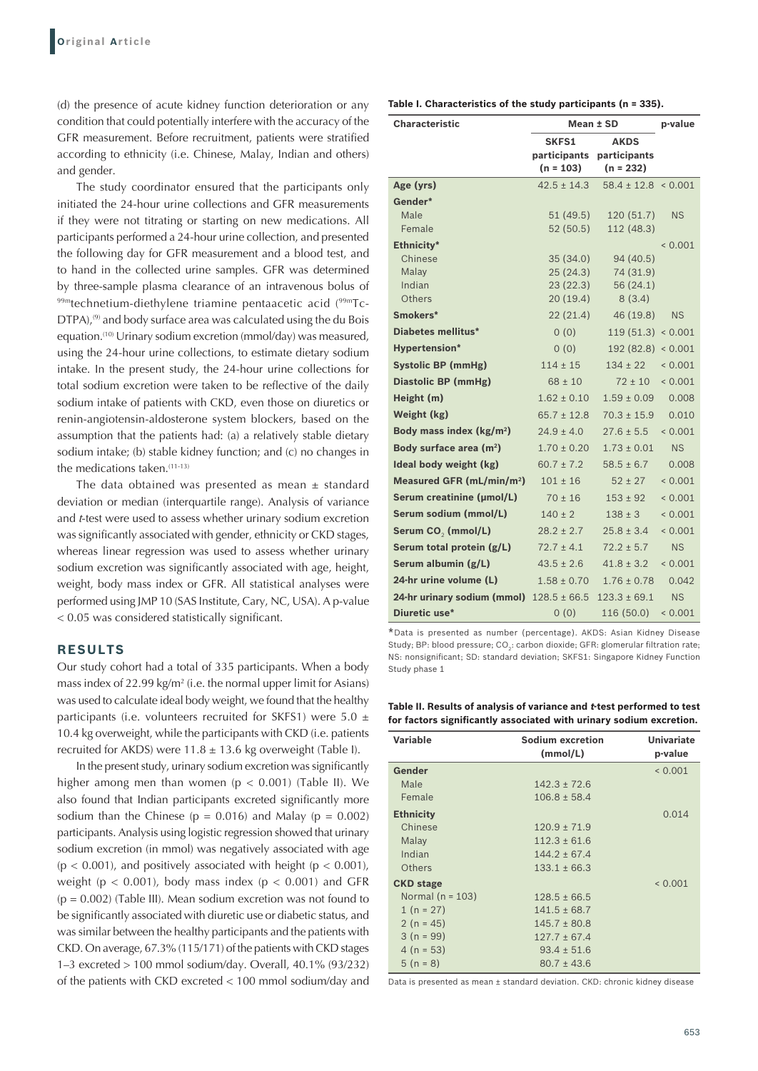(d) the presence of acute kidney function deterioration or any condition that could potentially interfere with the accuracy of the GFR measurement. Before recruitment, patients were stratified according to ethnicity (i.e. Chinese, Malay, Indian and others) and gender.

The study coordinator ensured that the participants only initiated the 24-hour urine collections and GFR measurements if they were not titrating or starting on new medications. All participants performed a 24-hour urine collection, and presented the following day for GFR measurement and a blood test, and to hand in the collected urine samples. GFR was determined by three-sample plasma clearance of an intravenous bolus of $^{99m}$technetium-diethylene triamine pentaacetic acid ($^{99m}$Tc-DTPA),[9] and body surface area was calculated using the du Bois equation.[10] Urinary sodium excretion (mmol/day) was measured, using the 24-hour urine collections, to estimate dietary sodium intake. In the present study, the 24-hour urine collections for total sodium excretion were taken to be reflective of the daily sodium intake of patients with CKD, even those on diuretics or renin-angiotensin-aldosterone system blockers, based on the assumption that the patients had: (a) a relatively stable dietary sodium intake; (b) stable kidney function; and (c) no changes in the medications taken.[11-13]

The data obtained was presented as mean ± standard deviation or median (interquartile range). Analysis of variance and *t*-test were used to assess whether urinary sodium excretion was significantly associated with gender, ethnicity or CKD stages, whereas linear regression was used to assess whether urinary sodium excretion was significantly associated with age, height, weight, body mass index or GFR. All statistical analyses were performed using JMP 10 (SAS Institute, Cary, NC, USA). A p-value < 0.05 was considered statistically significant.

## RESULTS

Our study cohort had a total of 335 participants. When a body mass index of 22.99 kg/m$^2$ (i.e. the normal upper limit for Asians) was used to calculate ideal body weight, we found that the healthy participants (i.e. volunteers recruited for SKFS1) were 5.0 ± 10.4 kg overweight, while the participants with CKD (i.e. patients recruited for AKDS) were 11.8 ± 13.6 kg overweight (Table I).

In the present study, urinary sodium excretion was significantly higher among men than women ($p < 0.001$) (Table II). We also found that Indian participants excreted significantly more sodium than the Chinese ($p = 0.016$) and Malay ($p = 0.002$) participants. Analysis using logistic regression showed that urinary sodium excretion (in mmol) was negatively associated with age ($p < 0.001$), and positively associated with height ($p < 0.001$), weight ($p < 0.001$), body mass index ($p < 0.001$) and GFR ($p = 0.002$) (Table III). Mean sodium excretion was not found to be significantly associated with diuretic use or diabetic status, and was similar between the healthy participants and the patients with CKD. On average, 67.3% (115/171) of the patients with CKD stages 1–3 excreted > 100 mmol sodium/day. Overall, 40.1% (93/232) of the patients with CKD excreted < 100 mmol sodium/day and

**Table I. Characteristics of the study participants (n = 335).**

| Characteristic | Mean ± SD | | p-value |
|---|---|---|---|
| | SKFS1 participants (n = 103) | AKDS participants (n = 232) | |
| Age (yrs) | 42.5 ± 14.3 | 58.4 ± 12.8 | < 0.001 |
| Gender* | | | |
| Male | 51 (49.5) | 120 (51.7) | NS |
| Female | 52 (50.5) | 112 (48.3) | |
| Ethnicity* | | | < 0.001 |
| Chinese | 35 (34.0) | 94 (40.5) | |
| Malay | 25 (24.3) | 74 (31.9) | |
| Indian | 23 (22.3) | 56 (24.1) | |
| Others | 20 (19.4) | 8 (3.4) | |
| Smokers* | 22 (21.4) | 46 (19.8) | NS |
| Diabetes mellitus* | 0 (0) | 119 (51.3) | < 0.001 |
| Hypertension* | 0 (0) | 192 (82.8) | < 0.001 |
| Systolic BP (mmHg) | 114 ± 15 | 134 ± 22 | < 0.001 |
| Diastolic BP (mmHg) | 68 ± 10 | 72 ± 10 | < 0.001 |
| Height (m) | 1.62 ± 0.10 | 1.59 ± 0.09 | 0.008 |
| Weight (kg) | 65.7 ± 12.8 | 70.3 ± 15.9 | 0.010 |
| Body mass index (kg/m$^2$) | 24.9 ± 4.0 | 27.6 ± 5.5 | < 0.001 |
| Body surface area (m$^2$) | 1.70 ± 0.20 | 1.73 ± 0.01 | NS |
| Ideal body weight (kg) | 60.7 ± 7.2 | 58.5 ± 6.7 | 0.008 |
| Measured GFR (mL/min/m$^2$) | 101 ± 16 | 52 ± 27 | < 0.001 |
| Serum creatinine (µmol/L) | 70 ± 16 | 153 ± 92 | < 0.001 |
| Serum sodium (mmol/L) | 140 ± 2 | 138 ± 3 | < 0.001 |
| Serum $CO_2$ (mmol/L) | 28.2 ± 2.7 | 25.8 ± 3.4 | < 0.001 |
| Serum total protein (g/L) | 72.7 ± 4.1 | 72.2 ± 5.7 | NS |
| Serum albumin (g/L) | 43.5 ± 2.6 | 41.8 ± 3.2 | < 0.001 |
| 24-hr urine volume (L) | 1.58 ± 0.70 | 1.76 ± 0.78 | 0.042 |
| 24-hr urinary sodium (mmol) | 128.5 ± 66.5 | 123.3 ± 69.1 | NS |
| Diuretic use* | 0 (0) | 116 (50.0) | < 0.001 |

*Data is presented as number (percentage). AKDS: Asian Kidney Disease Study; BP: blood pressure; $CO_2$: carbon dioxide; GFR: glomerular filtration rate; NS: nonsignificant; SD: standard deviation; SKFS1: Singapore Kidney Function Study phase 1

**Table II. Results of analysis of variance and *t*-test performed to test for factors significantly associated with urinary sodium excretion.**

| Variable | Sodium excretion (mmol/L) | Univariate p-value |
|---|---|---|
| **Gender** | | < 0.001 |
| Male | 142.3 ± 72.6 | |
| Female | 106.8 ± 58.4 | |
| **Ethnicity** | | 0.014 |
| Chinese | 120.9 ± 71.9 | |
| Malay | 112.3 ± 61.6 | |
| Indian | 144.2 ± 67.4 | |
| Others | 133.1 ± 66.3 | |
| **CKD stage** | | < 0.001 |
| Normal (n = 103) | 128.5 ± 66.5 | |
| 1 (n = 27) | 141.5 ± 68.7 | |
| 2 (n = 45) | 145.7 ± 80.8 | |
| 3 (n = 99) | 127.7 ± 67.4 | |
| 4 (n = 53) | 93.4 ± 51.6 | |
| 5 (n = 8) | 80.7 ± 43.6 | |

Data is presented as mean ± standard deviation. CKD: chronic kidney disease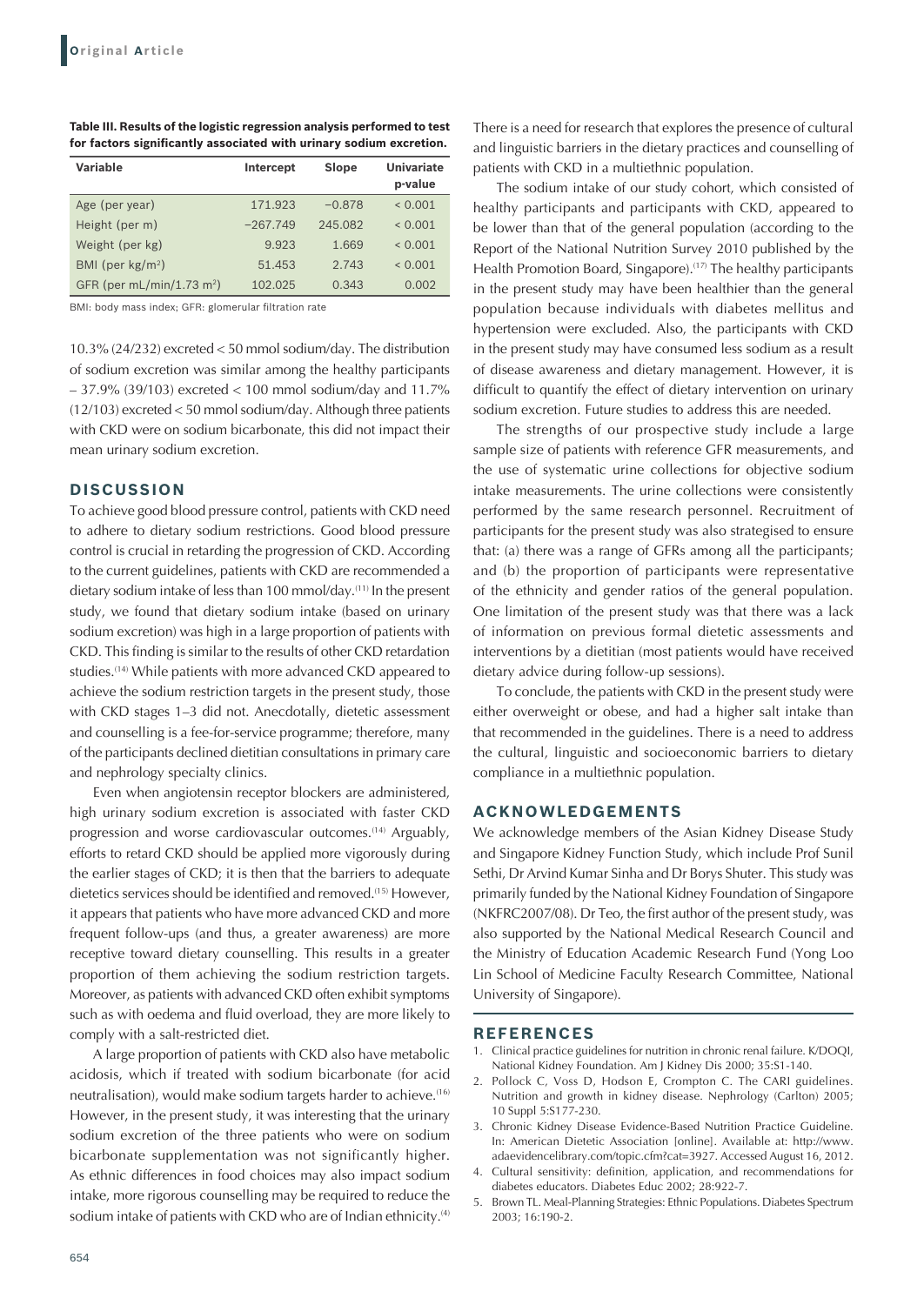**Table III. Results of the logistic regression analysis performed to test for factors significantly associated with urinary sodium excretion.**

| Variable | Intercept | Slope | Univariate p-value |
|---|---|---|---|
| Age (per year) | 171.923 | −0.878 | < 0.001 |
| Height (per m) | −267.749 | 245.082 | < 0.001 |
| Weight (per kg) | 9.923 | 1.669 | < 0.001 |
| BMI (per kg/m$^2$) | 51.453 | 2.743 | < 0.001 |
| GFR (per mL/min/1.73 m$^2$) | 102.025 | 0.343 | 0.002 |

BMI: body mass index; GFR: glomerular filtration rate

10.3% (24/232) excreted < 50 mmol sodium/day. The distribution of sodium excretion was similar among the healthy participants – 37.9% (39/103) excreted < 100 mmol sodium/day and 11.7% (12/103) excreted < 50 mmol sodium/day. Although three patients with CKD were on sodium bicarbonate, this did not impact their mean urinary sodium excretion.

## DISCUSSION

To achieve good blood pressure control, patients with CKD need to adhere to dietary sodium restrictions. Good blood pressure control is crucial in retarding the progression of CKD. According to the current guidelines, patients with CKD are recommended a dietary sodium intake of less than 100 mmol/day.[11] In the present study, we found that dietary sodium intake (based on urinary sodium excretion) was high in a large proportion of patients with CKD. This finding is similar to the results of other CKD retardation studies.[14] While patients with more advanced CKD appeared to achieve the sodium restriction targets in the present study, those with CKD stages 1–3 did not. Anecdotally, dietetic assessment and counselling is a fee-for-service programme; therefore, many of the participants declined dietitian consultations in primary care and nephrology specialty clinics.

Even when angiotensin receptor blockers are administered, high urinary sodium excretion is associated with faster CKD progression and worse cardiovascular outcomes.[14] Arguably, efforts to retard CKD should be applied more vigorously during the earlier stages of CKD; it is then that the barriers to adequate dietetics services should be identified and removed.[15] However, it appears that patients who have more advanced CKD and more frequent follow-ups (and thus, a greater awareness) are more receptive toward dietary counselling. This results in a greater proportion of them achieving the sodium restriction targets. Moreover, as patients with advanced CKD often exhibit symptoms such as with oedema and fluid overload, they are more likely to comply with a salt-restricted diet.

A large proportion of patients with CKD also have metabolic acidosis, which if treated with sodium bicarbonate (for acid neutralisation), would make sodium targets harder to achieve.[16] However, in the present study, it was interesting that the urinary sodium excretion of the three patients who were on sodium bicarbonate supplementation was not significantly higher. As ethnic differences in food choices may also impact sodium intake, more rigorous counselling may be required to reduce the sodium intake of patients with CKD who are of Indian ethnicity.[4] There is a need for research that explores the presence of cultural and linguistic barriers in the dietary practices and counselling of patients with CKD in a multiethnic population.

The sodium intake of our study cohort, which consisted of healthy participants and participants with CKD, appeared to be lower than that of the general population (according to the Report of the National Nutrition Survey 2010 published by the Health Promotion Board, Singapore).[17] The healthy participants in the present study may have been healthier than the general population because individuals with diabetes mellitus and hypertension were excluded. Also, the participants with CKD in the present study may have consumed less sodium as a result of disease awareness and dietary management. However, it is difficult to quantify the effect of dietary intervention on urinary sodium excretion. Future studies to address this are needed.

The strengths of our prospective study include a large sample size of patients with reference GFR measurements, and the use of systematic urine collections for objective sodium intake measurements. The urine collections were consistently performed by the same research personnel. Recruitment of participants for the present study was also strategised to ensure that: (a) there was a range of GFRs among all the participants; and (b) the proportion of participants were representative of the ethnicity and gender ratios of the general population. One limitation of the present study was that there was a lack of information on previous formal dietetic assessments and interventions by a dietitian (most patients would have received dietary advice during follow-up sessions).

To conclude, the patients with CKD in the present study were either overweight or obese, and had a higher salt intake than that recommended in the guidelines. There is a need to address the cultural, linguistic and socioeconomic barriers to dietary compliance in a multiethnic population.

## ACKNOWLEDGEMENTS

We acknowledge members of the Asian Kidney Disease Study and Singapore Kidney Function Study, which include Prof Sunil Sethi, Dr Arvind Kumar Sinha and Dr Borys Shuter. This study was primarily funded by the National Kidney Foundation of Singapore (NKFRC2007/08). Dr Teo, the first author of the present study, was also supported by the National Medical Research Council and the Ministry of Education Academic Research Fund (Yong Loo Lin School of Medicine Faculty Research Committee, National University of Singapore).

## REFERENCES

1. Clinical practice guidelines for nutrition in chronic renal failure. K/DOQI, National Kidney Foundation. Am J Kidney Dis 2000; 35:S1-140.
2. Pollock C, Voss D, Hodson E, Crompton C. The CARI guidelines. Nutrition and growth in kidney disease. Nephrology (Carlton) 2005; 10 Suppl 5:S177-230.
3. Chronic Kidney Disease Evidence-Based Nutrition Practice Guideline. In: American Dietetic Association [online]. Available at: http://www.adaevidencelibrary.com/topic.cfm?cat=3927. Accessed August 16, 2012.
4. Cultural sensitivity: definition, application, and recommendations for diabetes educators. Diabetes Educ 2002; 28:922-7.
5. Brown TL. Meal-Planning Strategies: Ethnic Populations. Diabetes Spectrum 2003; 16:190-2.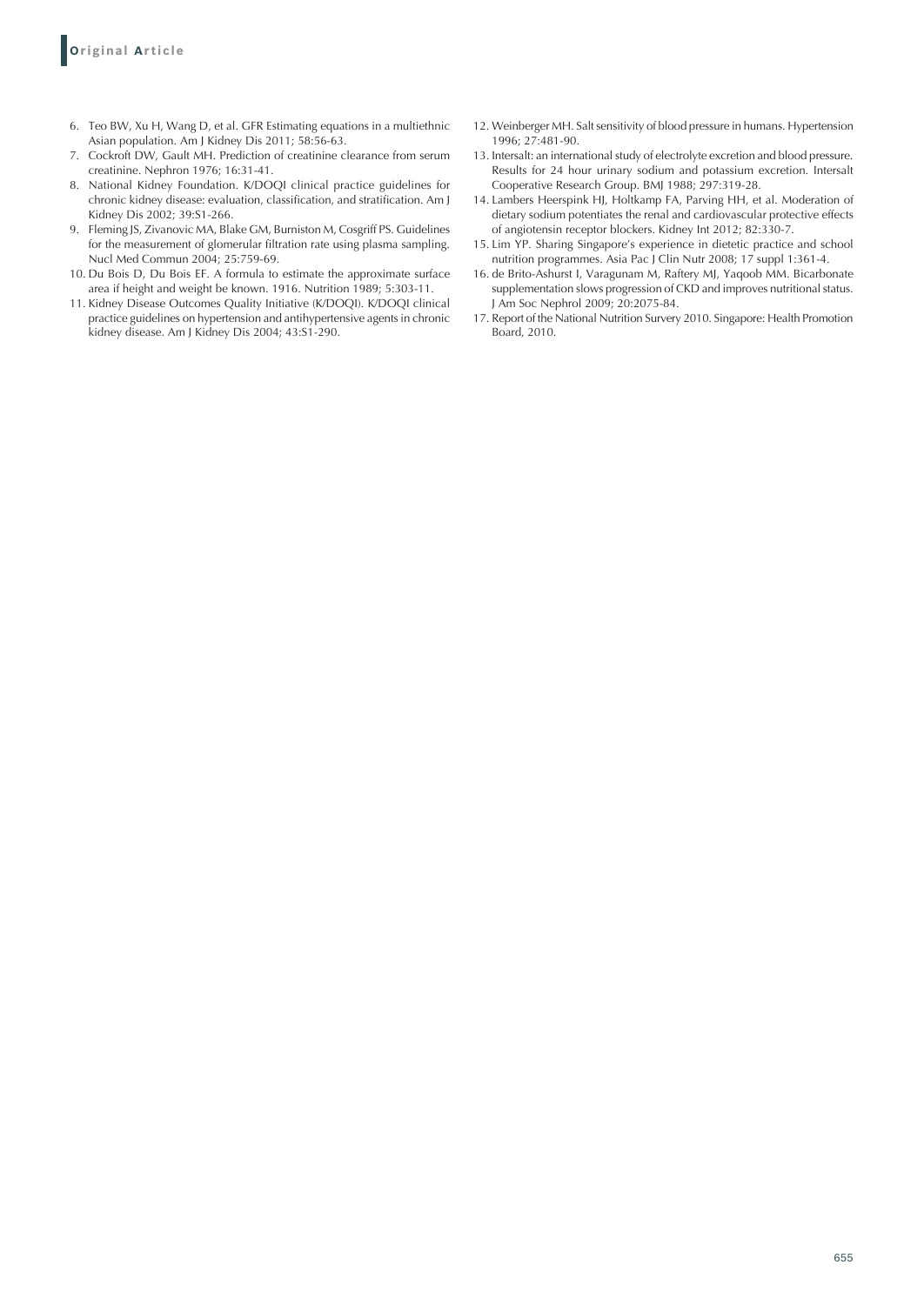6. Teo BW, Xu H, Wang D, et al. GFR Estimating equations in a multiethnic Asian population. Am J Kidney Dis 2011; 58:56-63.
7. Cockroft DW, Gault MH. Prediction of creatinine clearance from serum creatinine. Nephron 1976; 16:31-41.
8. National Kidney Foundation. K/DOQI clinical practice guidelines for chronic kidney disease: evaluation, classification, and stratification. Am J Kidney Dis 2002; 39:S1-266.
9. Fleming JS, Zivanovic MA, Blake GM, Burniston M, Cosgriff PS. Guidelines for the measurement of glomerular filtration rate using plasma sampling. Nucl Med Commun 2004; 25:759-69.
10. Du Bois D, Du Bois EF. A formula to estimate the approximate surface area if height and weight be known. 1916. Nutrition 1989; 5:303-11.
11. Kidney Disease Outcomes Quality Initiative (K/DOQI). K/DOQI clinical practice guidelines on hypertension and antihypertensive agents in chronic kidney disease. Am J Kidney Dis 2004; 43:S1-290.
12. Weinberger MH. Salt sensitivity of blood pressure in humans. Hypertension 1996; 27:481-90.
13. Intersalt: an international study of electrolyte excretion and blood pressure. Results for 24 hour urinary sodium and potassium excretion. Intersalt Cooperative Research Group. BMJ 1988; 297:319-28.
14. Lambers Heerspink HJ, Holtkamp FA, Parving HH, et al. Moderation of dietary sodium potentiates the renal and cardiovascular protective effects of angiotensin receptor blockers. Kidney Int 2012; 82:330-7.
15. Lim YP. Sharing Singapore's experience in dietetic practice and school nutrition programmes. Asia Pac J Clin Nutr 2008; 17 suppl 1:361-4.
16. de Brito-Ashurst I, Varagunam M, Raftery MJ, Yaqoob MM. Bicarbonate supplementation slows progression of CKD and improves nutritional status. J Am Soc Nephrol 2009; 20:2075-84.
17. Report of the National Nutrition Survery 2010. Singapore: Health Promotion Board, 2010.